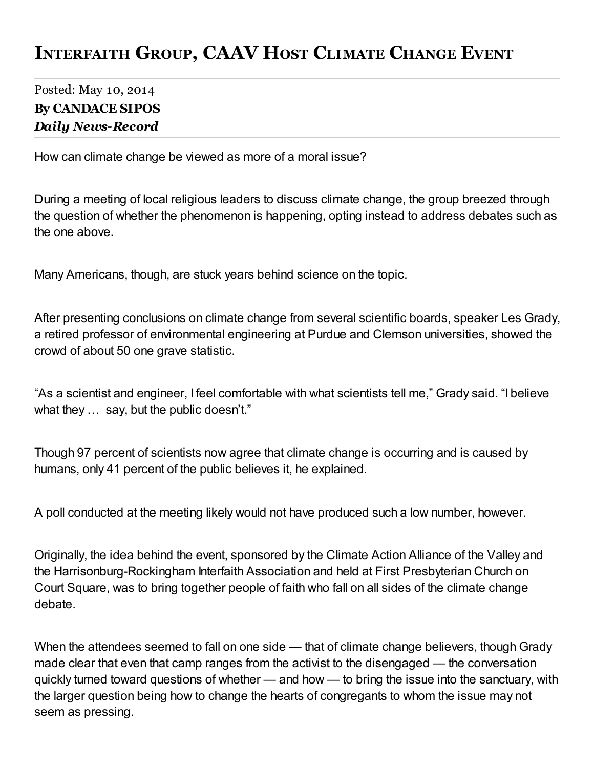# Interfaith Group, CAAV Host Climate Change Event

Posted: May 10, 2014

**By CANDACE SIPOS**

***Daily News-Record***

How can climate change be viewed as more of a moral issue?

During a meeting of local religious leaders to discuss climate change, the group breezed through the question of whether the phenomenon is happening, opting instead to address debates such as the one above.

Many Americans, though, are stuck years behind science on the topic.

After presenting conclusions on climate change from several scientific boards, speaker Les Grady, a retired professor of environmental engineering at Purdue and Clemson universities, showed the crowd of about 50 one grave statistic.

"As a scientist and engineer, I feel comfortable with what scientists tell me," Grady said. "I believe what they … say, but the public doesn't."

Though 97 percent of scientists now agree that climate change is occurring and is caused by humans, only 41 percent of the public believes it, he explained.

A poll conducted at the meeting likely would not have produced such a low number, however.

Originally, the idea behind the event, sponsored by the Climate Action Alliance of the Valley and the Harrisonburg-Rockingham Interfaith Association and held at First Presbyterian Church on Court Square, was to bring together people of faith who fall on all sides of the climate change debate.

When the attendees seemed to fall on one side — that of climate change believers, though Grady made clear that even that camp ranges from the activist to the disengaged — the conversation quickly turned toward questions of whether — and how — to bring the issue into the sanctuary, with the larger question being how to change the hearts of congregants to whom the issue may not seem as pressing.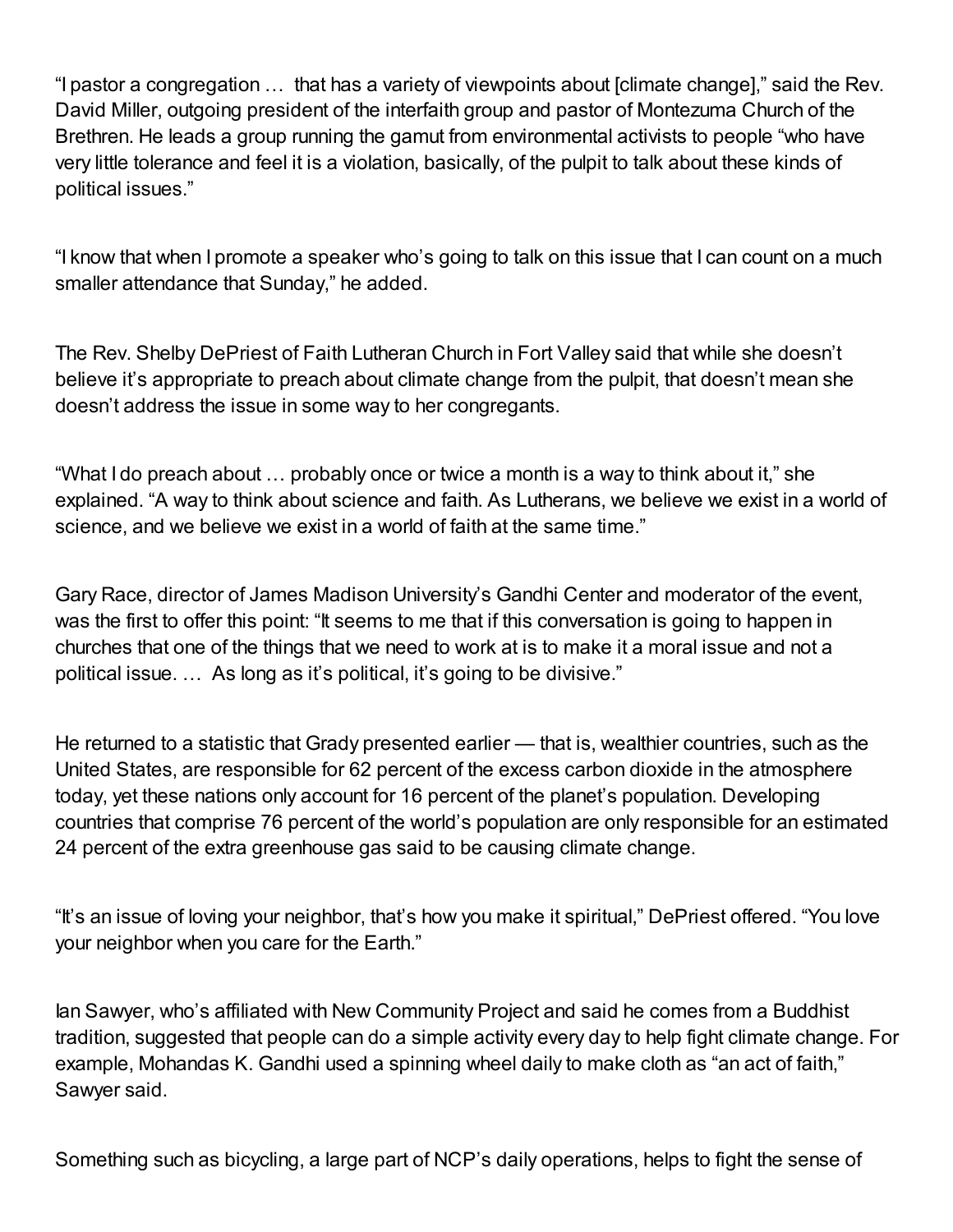"I pastor a congregation … that has a variety of viewpoints about [climate change]," said the Rev. David Miller, outgoing president of the interfaith group and pastor of Montezuma Church of the Brethren. He leads a group running the gamut from environmental activists to people "who have very little tolerance and feel it is a violation, basically, of the pulpit to talk about these kinds of political issues."

"I know that when I promote a speaker who's going to talk on this issue that I can count on a much smaller attendance that Sunday," he added.

The Rev. Shelby DePriest of Faith Lutheran Church in Fort Valley said that while she doesn't believe it's appropriate to preach about climate change from the pulpit, that doesn't mean she doesn't address the issue in some way to her congregants.

"What I do preach about … probably once or twice a month is a way to think about it," she explained. "A way to think about science and faith. As Lutherans, we believe we exist in a world of science, and we believe we exist in a world of faith at the same time."

Gary Race, director of James Madison University's Gandhi Center and moderator of the event, was the first to offer this point: "It seems to me that if this conversation is going to happen in churches that one of the things that we need to work at is to make it a moral issue and not a political issue. … As long as it's political, it's going to be divisive."

He returned to a statistic that Grady presented earlier — that is, wealthier countries, such as the United States, are responsible for 62 percent of the excess carbon dioxide in the atmosphere today, yet these nations only account for 16 percent of the planet's population. Developing countries that comprise 76 percent of the world's population are only responsible for an estimated 24 percent of the extra greenhouse gas said to be causing climate change.

"It's an issue of loving your neighbor, that's how you make it spiritual," DePriest offered. "You love your neighbor when you care for the Earth."

Ian Sawyer, who's affiliated with New Community Project and said he comes from a Buddhist tradition, suggested that people can do a simple activity every day to help fight climate change. For example, Mohandas K. Gandhi used a spinning wheel daily to make cloth as "an act of faith," Sawyer said.

Something such as bicycling, a large part of NCP's daily operations, helps to fight the sense of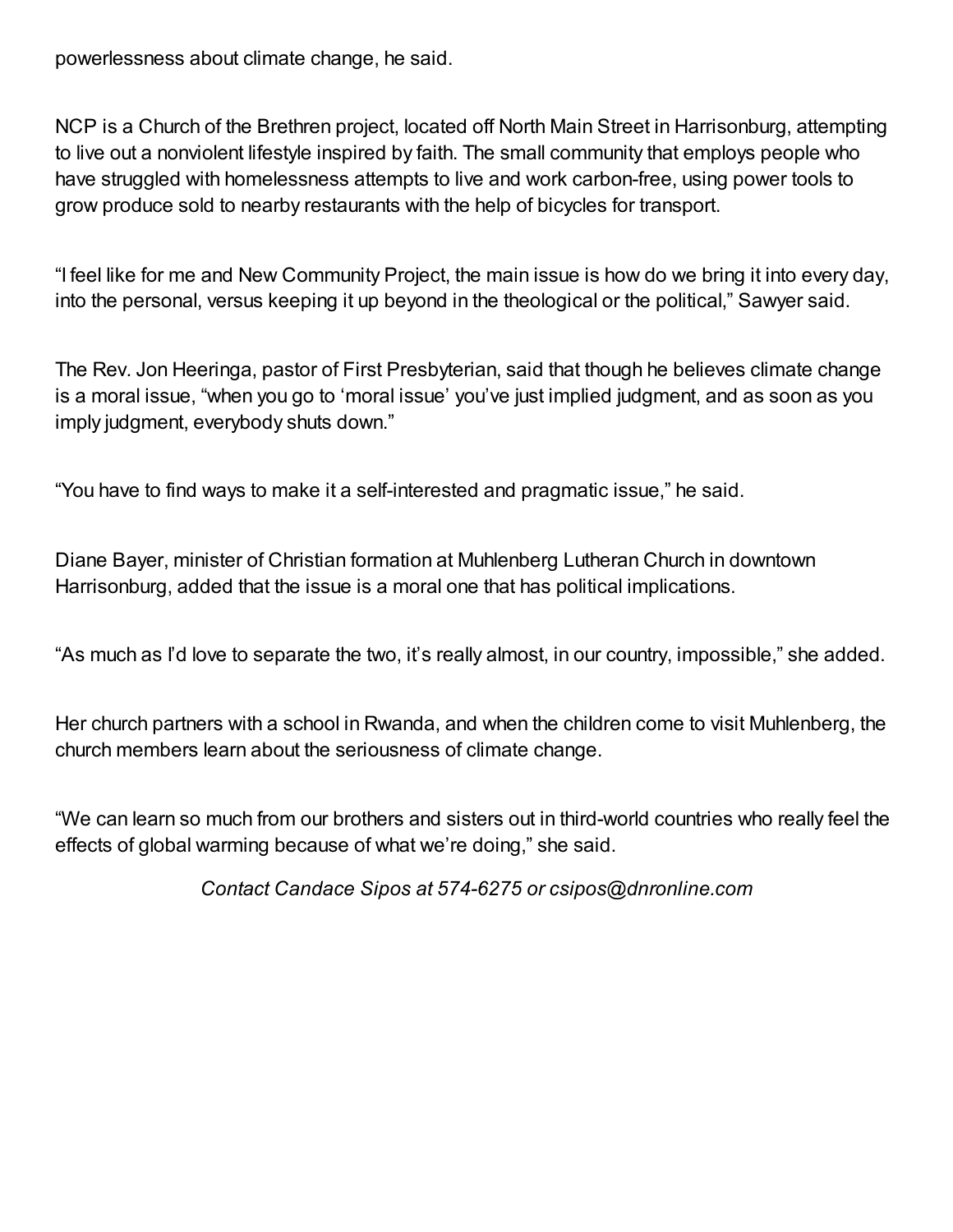powerlessness about climate change, he said.

NCP is a Church of the Brethren project, located off North Main Street in Harrisonburg, attempting to live out a nonviolent lifestyle inspired by faith. The small community that employs people who have struggled with homelessness attempts to live and work carbon-free, using power tools to grow produce sold to nearby restaurants with the help of bicycles for transport.

“I feel like for me and New Community Project, the main issue is how do we bring it into every day, into the personal, versus keeping it up beyond in the theological or the political,” Sawyer said.

The Rev. Jon Heeringa, pastor of First Presbyterian, said that though he believes climate change is a moral issue, “when you go to ‘moral issue’ you’ve just implied judgment, and as soon as you imply judgment, everybody shuts down.”

“You have to find ways to make it a self-interested and pragmatic issue,” he said.

Diane Bayer, minister of Christian formation at Muhlenberg Lutheran Church in downtown Harrisonburg, added that the issue is a moral one that has political implications.

“As much as I’d love to separate the two, it’s really almost, in our country, impossible,” she added.

Her church partners with a school in Rwanda, and when the children come to visit Muhlenberg, the church members learn about the seriousness of climate change.

“We can learn so much from our brothers and sisters out in third-world countries who really feel the effects of global warming because of what we’re doing,” she said.

*Contact Candace Sipos at 574-6275 or csipos@dnronline.com*